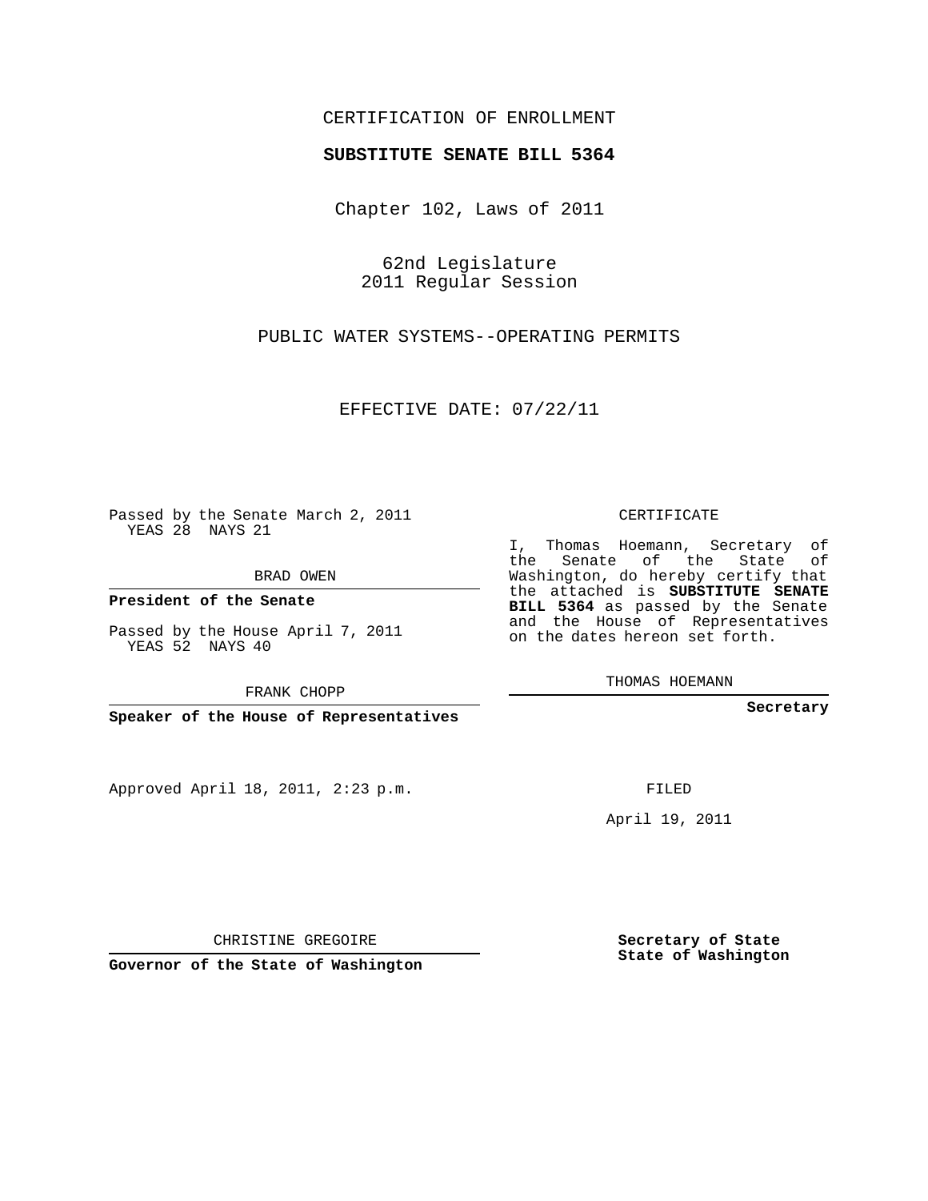CERTIFICATION OF ENROLLMENT

**SUBSTITUTE SENATE BILL 5364**

Chapter 102, Laws of 2011

62nd Legislature
2011 Regular Session

PUBLIC WATER SYSTEMS--OPERATING PERMITS

EFFECTIVE DATE: 07/22/11

Passed by the Senate March 2, 2011
YEAS 28 NAYS 21

BRAD OWEN

**President of the Senate**

Passed by the House April 7, 2011
YEAS 52 NAYS 40

FRANK CHOPP

**Speaker of the House of Representatives**

Approved April 18, 2011, 2:23 p.m.

CHRISTINE GREGOIRE

**Governor of the State of Washington**

CERTIFICATE

I, Thomas Hoemann, Secretary of the Senate of the State of Washington, do hereby certify that the attached is **SUBSTITUTE SENATE BILL 5364** as passed by the Senate and the House of Representatives on the dates hereon set forth.

THOMAS HOEMANN

**Secretary**

FILED

April 19, 2011

**Secretary of State**
**State of Washington**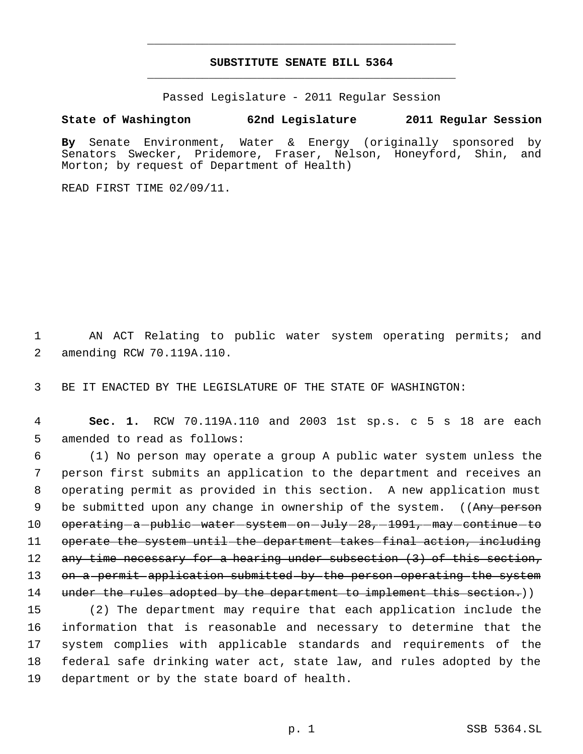# SUBSTITUTE SENATE BILL 5364

Passed Legislature - 2011 Regular Session

**State of Washington 62nd Legislature 2011 Regular Session**

**By** Senate Environment, Water & Energy (originally sponsored by Senators Swecker, Pridemore, Fraser, Nelson, Honeyford, Shin, and Morton; by request of Department of Health)

READ FIRST TIME 02/09/11.

AN ACT Relating to public water system operating permits; and amending RCW 70.119A.110.

BE IT ENACTED BY THE LEGISLATURE OF THE STATE OF WASHINGTON:

**Sec. 1.** RCW 70.119A.110 and 2003 1st sp.s. c 5 s 18 are each amended to read as follows:

(1) No person may operate a group A public water system unless the person first submits an application to the department and receives an operating permit as provided in this section. A new application must be submitted upon any change in ownership of the system. ((~~Any person operating a public water system on July 28, 1991, may continue to operate the system until the department takes final action, including any time necessary for a hearing under subsection (3) of this section, on a permit application submitted by the person operating the system under the rules adopted by the department to implement this section.~~))

(2) The department may require that each application include the information that is reasonable and necessary to determine that the system complies with applicable standards and requirements of the federal safe drinking water act, state law, and rules adopted by the department or by the state board of health.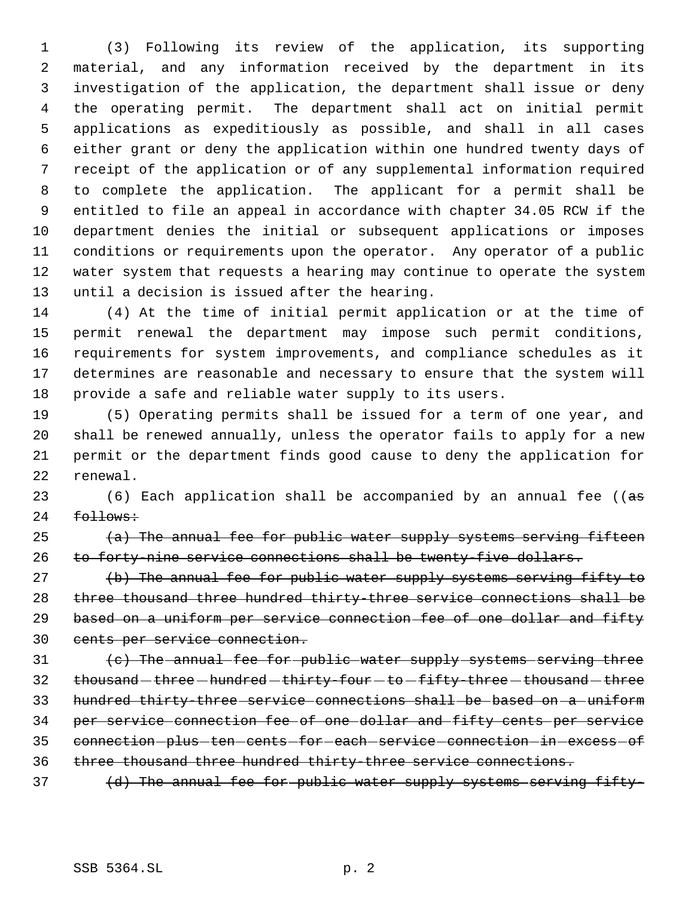(3) Following its review of the application, its supporting material, and any information received by the department in its investigation of the application, the department shall issue or deny the operating permit. The department shall act on initial permit applications as expeditiously as possible, and shall in all cases either grant or deny the application within one hundred twenty days of receipt of the application or of any supplemental information required to complete the application. The applicant for a permit shall be entitled to file an appeal in accordance with chapter 34.05 RCW if the department denies the initial or subsequent applications or imposes conditions or requirements upon the operator. Any operator of a public water system that requests a hearing may continue to operate the system until a decision is issued after the hearing.

(4) At the time of initial permit application or at the time of permit renewal the department may impose such permit conditions, requirements for system improvements, and compliance schedules as it determines are reasonable and necessary to ensure that the system will provide a safe and reliable water supply to its users.

(5) Operating permits shall be issued for a term of one year, and shall be renewed annually, unless the operator fails to apply for a new permit or the department finds good cause to deny the application for renewal.

(6) Each application shall be accompanied by an annual fee ((~~as follows:~~

~~(a) The annual fee for public water supply systems serving fifteen to forty-nine service connections shall be twenty-five dollars.~~

~~(b) The annual fee for public water supply systems serving fifty to three thousand three hundred thirty-three service connections shall be based on a uniform per service connection fee of one dollar and fifty cents per service connection.~~

~~(c) The annual fee for public water supply systems serving three thousand three hundred thirty-four to fifty-three thousand three hundred thirty-three service connections shall be based on a uniform per service connection fee of one dollar and fifty cents per service connection plus ten cents for each service connection in excess of three thousand three hundred thirty-three service connections.~~

~~(d) The annual fee for public water supply systems serving fifty-~~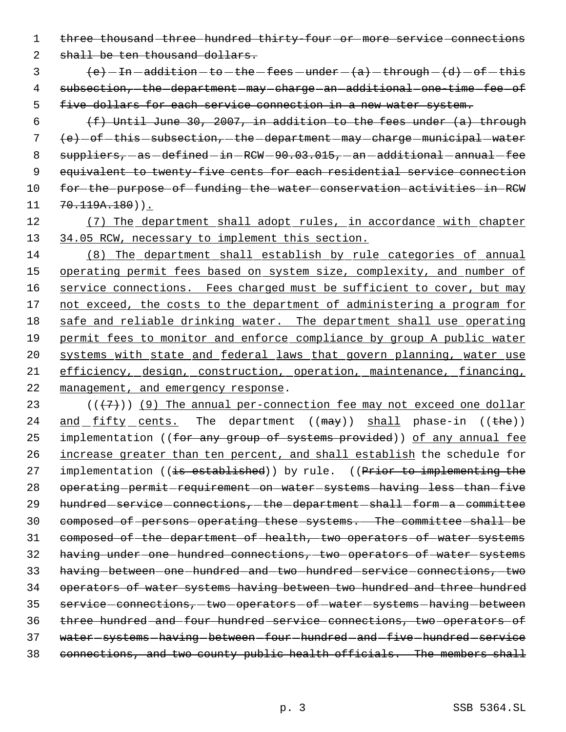~~three thousand three hundred thirty-four or more service connections shall be ten thousand dollars.~~

~~(e) In addition to the fees under (a) through (d) of this subsection, the department may charge an additional one-time fee of five dollars for each service connection in a new water system.~~

~~(f) Until June 30, 2007, in addition to the fees under (a) through (e) of this subsection, the department may charge municipal water suppliers, as defined in RCW 90.03.015, an additional annual fee equivalent to twenty-five cents for each residential service connection for the purpose of funding the water conservation activities in RCW 70.119A.180~~)).

(7) The department shall adopt rules, in accordance with chapter 34.05 RCW, necessary to implement this section.

(8) The department shall establish by rule categories of annual operating permit fees based on system size, complexity, and number of service connections. Fees charged must be sufficient to cover, but may not exceed, the costs to the department of administering a program for safe and reliable drinking water. The department shall use operating permit fees to monitor and enforce compliance by group A public water systems with state and federal laws that govern planning, water use efficiency, design, construction, operation, maintenance, financing, management, and emergency response.

((~~(7)~~)) (9) The annual per-connection fee may not exceed one dollar and fifty cents. The department ((~~may~~)) shall phase-in ((~~the~~)) implementation ((~~for any group of systems provided~~)) of any annual fee increase greater than ten percent, and shall establish the schedule for implementation ((~~is established~~)) by rule. ((~~Prior to implementing the operating permit requirement on water systems having less than five hundred service connections, the department shall form a committee composed of persons operating these systems. The committee shall be composed of the department of health, two operators of water systems having under one hundred connections, two operators of water systems having between one hundred and two hundred service connections, two operators of water systems having between two hundred and three hundred service connections, two operators of water systems having between three hundred and four hundred service connections, two operators of water systems having between four hundred and five hundred service connections, and two county public health officials. The members shall~~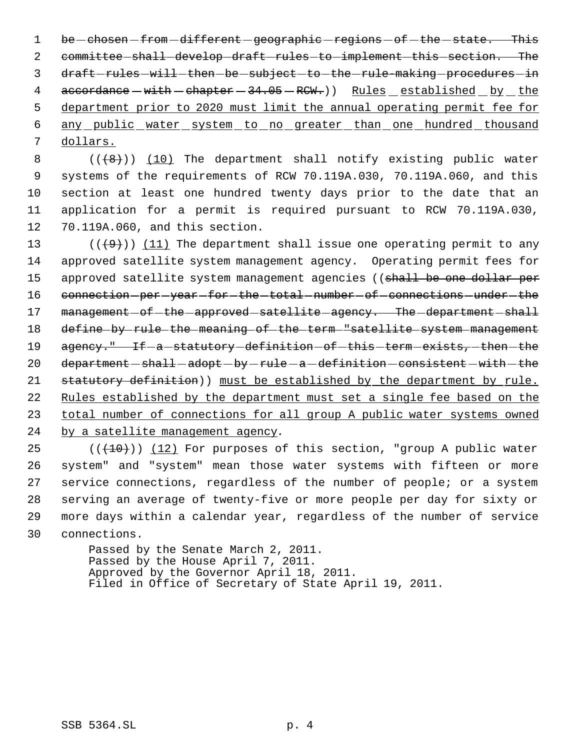~~be chosen from different geographic regions of the state. This committee shall develop draft rules to implement this section. The draft rules will then be subject to the rule-making procedures in accordance with chapter 34.05 RCW.~~)) Rules established by the department prior to 2020 must limit the annual operating permit fee for any public water system to no greater than one hundred thousand dollars.

((~~(8)~~)) (10) The department shall notify existing public water systems of the requirements of RCW 70.119A.030, 70.119A.060, and this section at least one hundred twenty days prior to the date that an application for a permit is required pursuant to RCW 70.119A.030, 70.119A.060, and this section.

((~~(9)~~)) (11) The department shall issue one operating permit to any approved satellite system management agency. Operating permit fees for approved satellite system management agencies ((~~shall be one dollar per connection per year for the total number of connections under the management of the approved satellite agency. The department shall define by rule the meaning of the term "satellite system management agency." If a statutory definition of this term exists, then the department shall adopt by rule a definition consistent with the statutory definition~~)) must be established by the department by rule. Rules established by the department must set a single fee based on the total number of connections for all group A public water systems owned by a satellite management agency.

((~~(10)~~)) (12) For purposes of this section, "group A public water system" and "system" mean those water systems with fifteen or more service connections, regardless of the number of people; or a system serving an average of twenty-five or more people per day for sixty or more days within a calendar year, regardless of the number of service connections.

Passed by the Senate March 2, 2011.
Passed by the House April 7, 2011.
Approved by the Governor April 18, 2011.
Filed in Office of Secretary of State April 19, 2011.